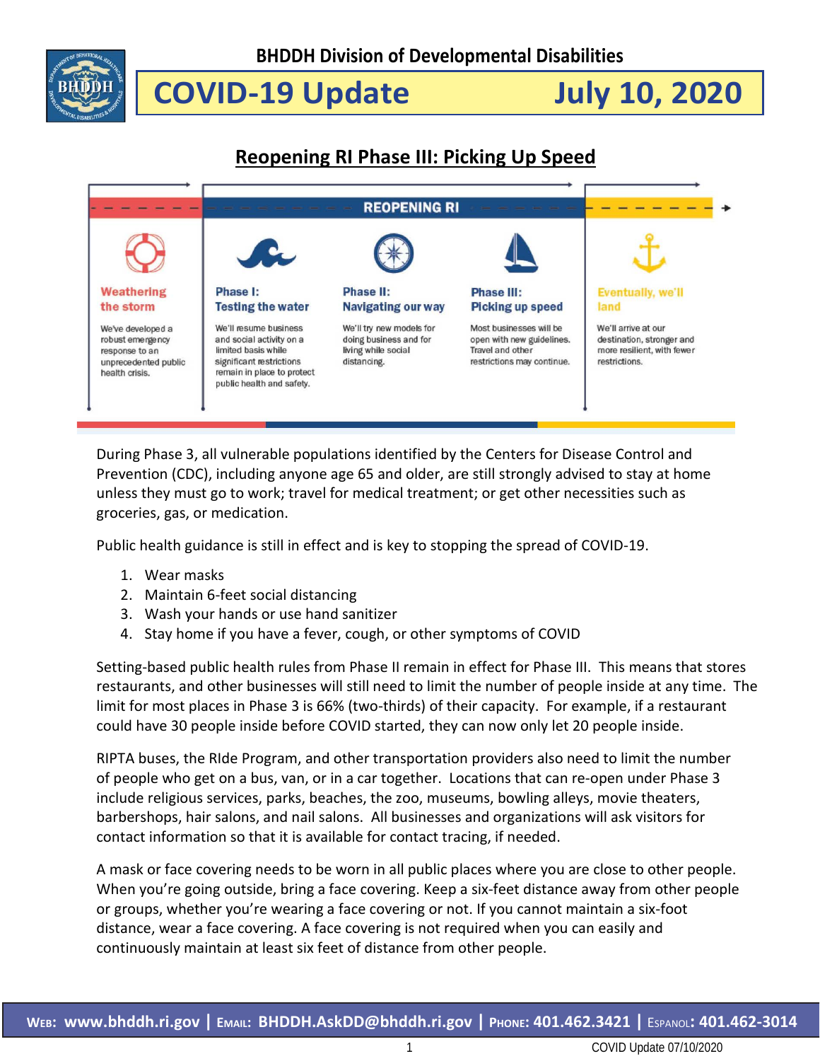**BHDDH Division of Developmental Disabilities**

# COVID-19 Update July 10, 2020

## Reopening RI Phase III: Picking Up Speed

REOPENING RI

**Weathering the storm**

We've developed a robust emergency response to an unprecedented public health crisis.

**Phase I: Testing the water**

We'll resume business and social activity on a limited basis while significant restrictions remain in place to protect public health and safety.

**Phase II: Navigating our way**

We'll try new models for doing business and for living while social distancing.

**Phase III: Picking up speed**

Most businesses will be open with new guidelines. Travel and other restrictions may continue.

**Eventually, we'll land**

We'll arrive at our destination, stronger and more resilient, with fewer restrictions.

During Phase 3, all vulnerable populations identified by the Centers for Disease Control and Prevention (CDC), including anyone age 65 and older, are still strongly advised to stay at home unless they must go to work; travel for medical treatment; or get other necessities such as groceries, gas, or medication.

Public health guidance is still in effect and is key to stopping the spread of COVID-19.

1. Wear masks
2. Maintain 6-feet social distancing
3. Wash your hands or use hand sanitizer
4. Stay home if you have a fever, cough, or other symptoms of COVID

Setting-based public health rules from Phase II remain in effect for Phase III. This means that stores restaurants, and other businesses will still need to limit the number of people inside at any time. The limit for most places in Phase 3 is 66% (two-thirds) of their capacity. For example, if a restaurant could have 30 people inside before COVID started, they can now only let 20 people inside.

RIPTA buses, the RIde Program, and other transportation providers also need to limit the number of people who get on a bus, van, or in a car together. Locations that can re-open under Phase 3 include religious services, parks, beaches, the zoo, museums, bowling alleys, movie theaters, barbershops, hair salons, and nail salons. All businesses and organizations will ask visitors for contact information so that it is available for contact tracing, if needed.

A mask or face covering needs to be worn in all public places where you are close to other people. When you're going outside, bring a face covering. Keep a six-feet distance away from other people or groups, whether you're wearing a face covering or not. If you cannot maintain a six-foot distance, wear a face covering. A face covering is not required when you can easily and continuously maintain at least six feet of distance from other people.

**Web: www.bhddh.ri.gov | Email: BHDDH.AskDD@bhddh.ri.gov | Phone: 401.462.3421 | Espanol: 401.462-3014**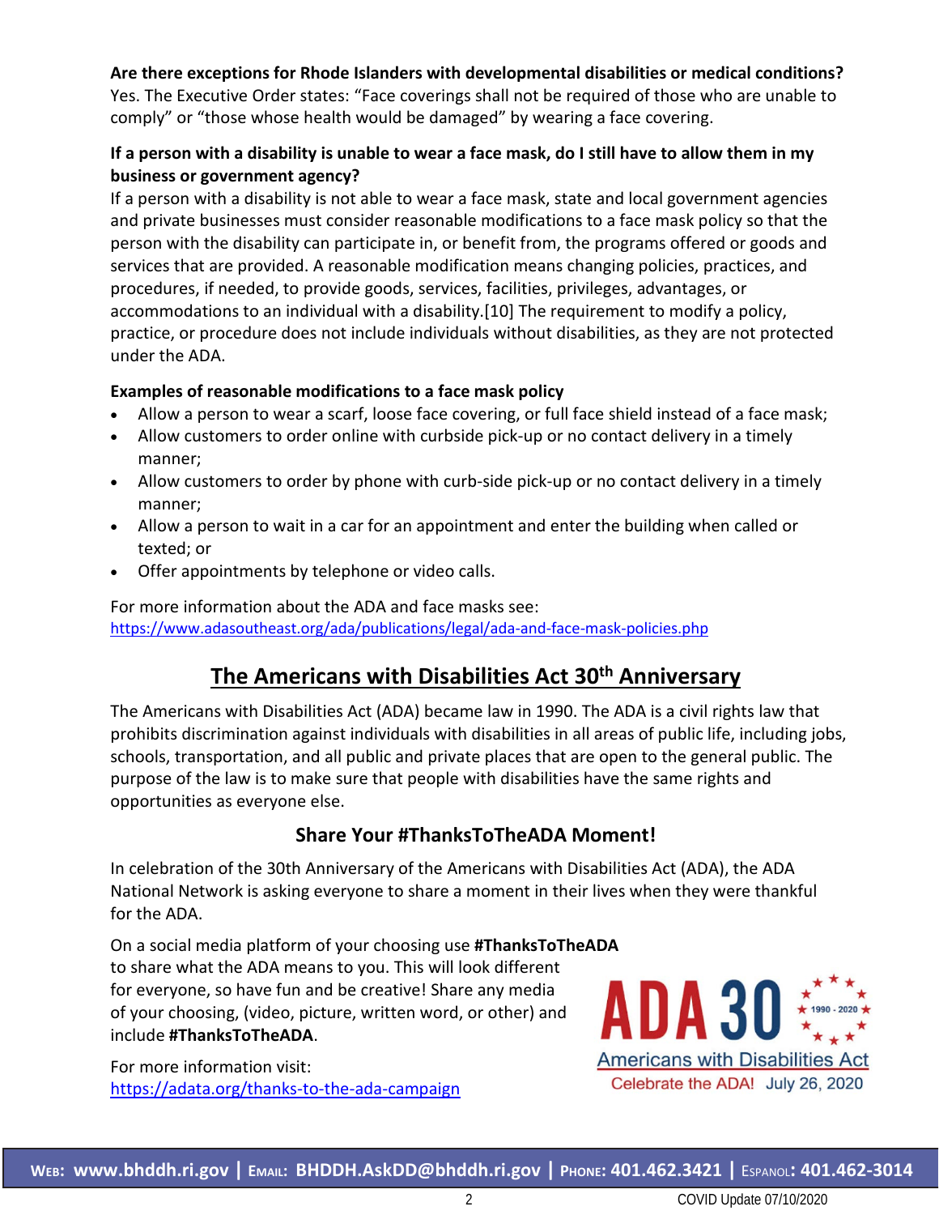**Are there exceptions for Rhode Islanders with developmental disabilities or medical conditions?**
Yes. The Executive Order states: "Face coverings shall not be required of those who are unable to comply" or "those whose health would be damaged" by wearing a face covering.

**If a person with a disability is unable to wear a face mask, do I still have to allow them in my business or government agency?**
If a person with a disability is not able to wear a face mask, state and local government agencies and private businesses must consider reasonable modifications to a face mask policy so that the person with the disability can participate in, or benefit from, the programs offered or goods and services that are provided. A reasonable modification means changing policies, practices, and procedures, if needed, to provide goods, services, facilities, privileges, advantages, or accommodations to an individual with a disability.[10] The requirement to modify a policy, practice, or procedure does not include individuals without disabilities, as they are not protected under the ADA.

**Examples of reasonable modifications to a face mask policy**

- Allow a person to wear a scarf, loose face covering, or full face shield instead of a face mask;
- Allow customers to order online with curbside pick-up or no contact delivery in a timely manner;
- Allow customers to order by phone with curb-side pick-up or no contact delivery in a timely manner;
- Allow a person to wait in a car for an appointment and enter the building when called or texted; or
- Offer appointments by telephone or video calls.

For more information about the ADA and face masks see:
https://www.adasoutheast.org/ada/publications/legal/ada-and-face-mask-policies.php

## The Americans with Disabilities Act 30th Anniversary

The Americans with Disabilities Act (ADA) became law in 1990. The ADA is a civil rights law that prohibits discrimination against individuals with disabilities in all areas of public life, including jobs, schools, transportation, and all public and private places that are open to the general public. The purpose of the law is to make sure that people with disabilities have the same rights and opportunities as everyone else.

### Share Your #ThanksToTheADA Moment!

In celebration of the 30th Anniversary of the Americans with Disabilities Act (ADA), the ADA National Network is asking everyone to share a moment in their lives when they were thankful for the ADA.

On a social media platform of your choosing use **#ThanksToTheADA** to share what the ADA means to you. This will look different for everyone, so have fun and be creative! Share any media of your choosing, (video, picture, written word, or other) and include **#ThanksToTheADA**.

For more information visit:
https://adata.org/thanks-to-the-ada-campaign

ADA 30 — 1990 - 2020 — Americans with Disabilities Act — Celebrate the ADA! July 26, 2020

**Web:** www.bhddh.ri.gov | **Email:** BHDDH.AskDD@bhddh.ri.gov | **Phone:** 401.462.3421 | **Espanol:** 401.462-3014

COVID Update 07/10/2020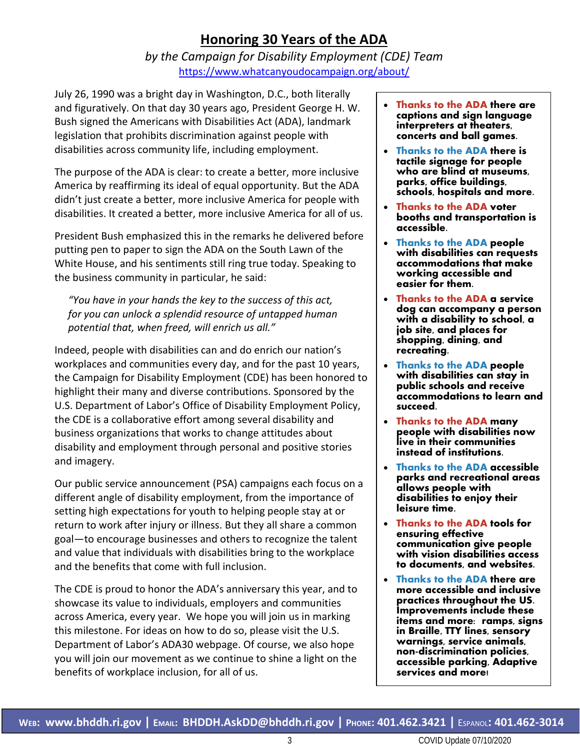# Honoring 30 Years of the ADA

*by the Campaign for Disability Employment (CDE) Team*

https://www.whatcanyoudocampaign.org/about/

July 26, 1990 was a bright day in Washington, D.C., both literally and figuratively. On that day 30 years ago, President George H. W. Bush signed the Americans with Disabilities Act (ADA), landmark legislation that prohibits discrimination against people with disabilities across community life, including employment.

The purpose of the ADA is clear: to create a better, more inclusive America by reaffirming its ideal of equal opportunity. But the ADA didn't just create a better, more inclusive America for people with disabilities. It created a better, more inclusive America for all of us.

President Bush emphasized this in the remarks he delivered before putting pen to paper to sign the ADA on the South Lawn of the White House, and his sentiments still ring true today. Speaking to the business community in particular, he said:

> *"You have in your hands the key to the success of this act, for you can unlock a splendid resource of untapped human potential that, when freed, will enrich us all."*

Indeed, people with disabilities can and do enrich our nation's workplaces and communities every day, and for the past 10 years, the Campaign for Disability Employment (CDE) has been honored to highlight their many and diverse contributions. Sponsored by the U.S. Department of Labor's Office of Disability Employment Policy, the CDE is a collaborative effort among several disability and business organizations that works to change attitudes about disability and employment through personal and positive stories and imagery.

Our public service announcement (PSA) campaigns each focus on a different angle of disability employment, from the importance of setting high expectations for youth to helping people stay at or return to work after injury or illness. But they all share a common goal—to encourage businesses and others to recognize the talent and value that individuals with disabilities bring to the workplace and the benefits that come with full inclusion.

The CDE is proud to honor the ADA's anniversary this year, and to showcase its value to individuals, employers and communities across America, every year. We hope you will join us in marking this milestone. For ideas on how to do so, please visit the U.S. Department of Labor's ADA30 webpage. Of course, we also hope you will join our movement as we continue to shine a light on the benefits of workplace inclusion, for all of us.

- **Thanks to the ADA there are captions and sign language interpreters at theaters, concerts and ball games.**
- **Thanks to the ADA there is tactile signage for people who are blind at museums, parks, office buildings, schools, hospitals and more.**
- **Thanks to the ADA voter booths and transportation is accessible.**
- **Thanks to the ADA people with disabilities can requests accommodations that make working accessible and easier for them.**
- **Thanks to the ADA a service dog can accompany a person with a disability to school, a job site, and places for shopping, dining, and recreating.**
- **Thanks to the ADA people with disabilities can stay in public schools and receive accommodations to learn and succeed.**
- **Thanks to the ADA many people with disabilities now live in their communities instead of institutions.**
- **Thanks to the ADA accessible parks and recreational areas allows people with disabilities to enjoy their leisure time.**
- **Thanks to the ADA tools for ensuring effective communication give people with vision disabilities access to documents, and websites.**
- **Thanks to the ADA there are more accessible and inclusive practices throughout the US. Improvements include these items and more: ramps, signs in Braille, TTY lines, sensory warnings, service animals, non-discrimination policies, accessible parking, Adaptive services and more!**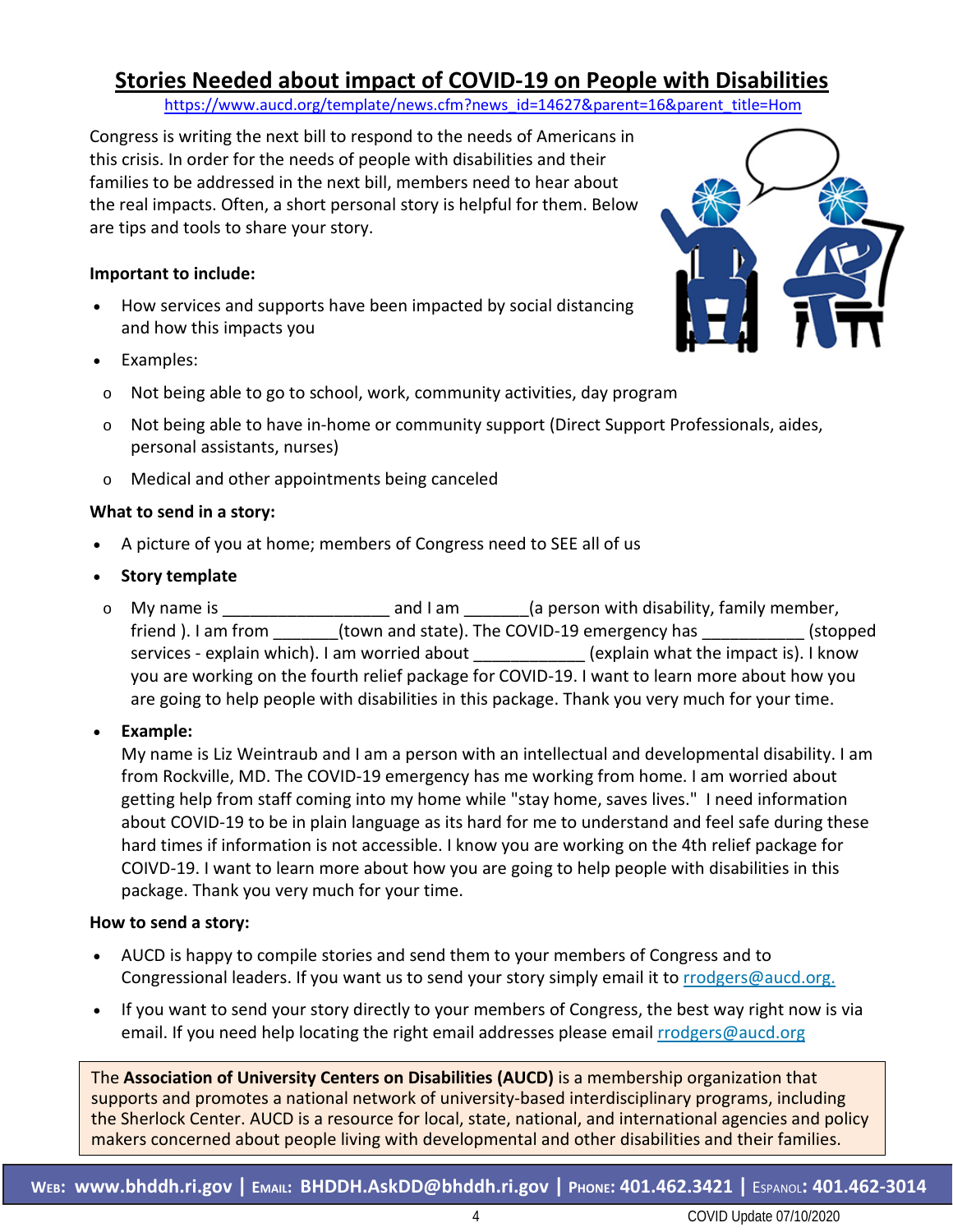# Stories Needed about impact of COVID-19 on People with Disabilities

https://www.aucd.org/template/news.cfm?news_id=14627&parent=16&parent_title=Hom

Congress is writing the next bill to respond to the needs of Americans in this crisis. In order for the needs of people with disabilities and their families to be addressed in the next bill, members need to hear about the real impacts. Often, a short personal story is helpful for them. Below are tips and tools to share your story.

**Important to include:**

- How services and supports have been impacted by social distancing and how this impacts you
- Examples:
  - Not being able to go to school, work, community activities, day program
  - Not being able to have in-home or community support (Direct Support Professionals, aides, personal assistants, nurses)
  - Medical and other appointments being canceled

**What to send in a story:**

- A picture of you at home; members of Congress need to SEE all of us
- **Story template**
  - My name is __________________ and I am _______(a person with disability, family member, friend ). I am from _______(town and state). The COVID-19 emergency has ___________ (stopped services - explain which). I am worried about ____________ (explain what the impact is). I know you are working on the fourth relief package for COVID-19. I want to learn more about how you are going to help people with disabilities in this package. Thank you very much for your time.
- **Example:**
  My name is Liz Weintraub and I am a person with an intellectual and developmental disability. I am from Rockville, MD. The COVID-19 emergency has me working from home. I am worried about getting help from staff coming into my home while "stay home, saves lives." I need information about COVID-19 to be in plain language as its hard for me to understand and feel safe during these hard times if information is not accessible. I know you are working on the 4th relief package for COIVD-19. I want to learn more about how you are going to help people with disabilities in this package. Thank you very much for your time.

**How to send a story:**

- AUCD is happy to compile stories and send them to your members of Congress and to Congressional leaders. If you want us to send your story simply email it to rrodgers@aucd.org.
- If you want to send your story directly to your members of Congress, the best way right now is via email. If you need help locating the right email addresses please email rrodgers@aucd.org

The **Association of University Centers on Disabilities (AUCD)** is a membership organization that supports and promotes a national network of university-based interdisciplinary programs, including the Sherlock Center. AUCD is a resource for local, state, national, and international agencies and policy makers concerned about people living with developmental and other disabilities and their families.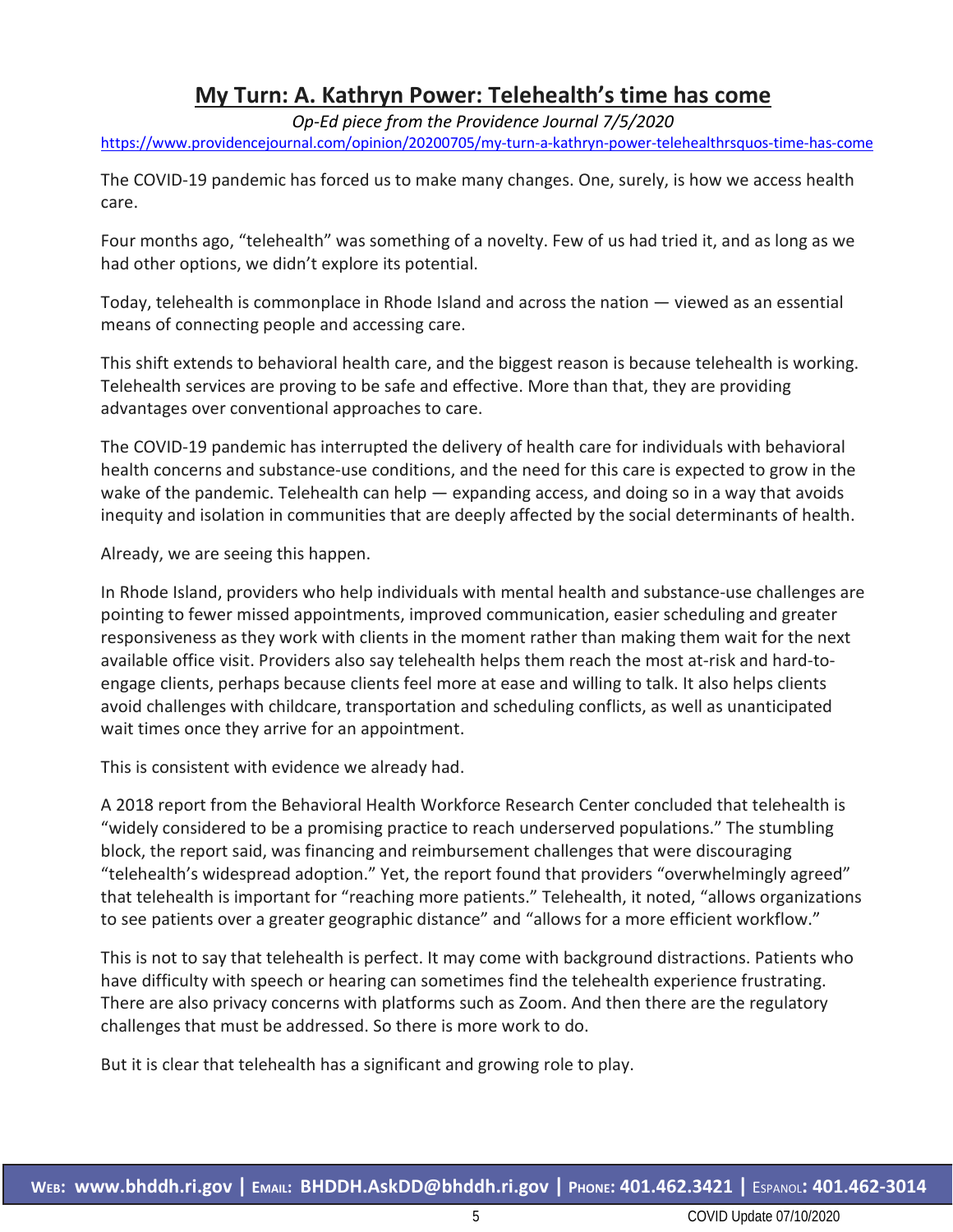## My Turn: A. Kathryn Power: Telehealth's time has come

*Op-Ed piece from the Providence Journal 7/5/2020*

https://www.providencejournal.com/opinion/20200705/my-turn-a-kathryn-power-telehealthrsquos-time-has-come

The COVID-19 pandemic has forced us to make many changes. One, surely, is how we access health care.

Four months ago, "telehealth" was something of a novelty. Few of us had tried it, and as long as we had other options, we didn't explore its potential.

Today, telehealth is commonplace in Rhode Island and across the nation — viewed as an essential means of connecting people and accessing care.

This shift extends to behavioral health care, and the biggest reason is because telehealth is working. Telehealth services are proving to be safe and effective. More than that, they are providing advantages over conventional approaches to care.

The COVID-19 pandemic has interrupted the delivery of health care for individuals with behavioral health concerns and substance-use conditions, and the need for this care is expected to grow in the wake of the pandemic. Telehealth can help — expanding access, and doing so in a way that avoids inequity and isolation in communities that are deeply affected by the social determinants of health.

Already, we are seeing this happen.

In Rhode Island, providers who help individuals with mental health and substance-use challenges are pointing to fewer missed appointments, improved communication, easier scheduling and greater responsiveness as they work with clients in the moment rather than making them wait for the next available office visit. Providers also say telehealth helps them reach the most at-risk and hard-to-engage clients, perhaps because clients feel more at ease and willing to talk. It also helps clients avoid challenges with childcare, transportation and scheduling conflicts, as well as unanticipated wait times once they arrive for an appointment.

This is consistent with evidence we already had.

A 2018 report from the Behavioral Health Workforce Research Center concluded that telehealth is "widely considered to be a promising practice to reach underserved populations." The stumbling block, the report said, was financing and reimbursement challenges that were discouraging "telehealth's widespread adoption." Yet, the report found that providers "overwhelmingly agreed" that telehealth is important for "reaching more patients." Telehealth, it noted, "allows organizations to see patients over a greater geographic distance" and "allows for a more efficient workflow."

This is not to say that telehealth is perfect. It may come with background distractions. Patients who have difficulty with speech or hearing can sometimes find the telehealth experience frustrating. There are also privacy concerns with platforms such as Zoom. And then there are the regulatory challenges that must be addressed. So there is more work to do.

But it is clear that telehealth has a significant and growing role to play.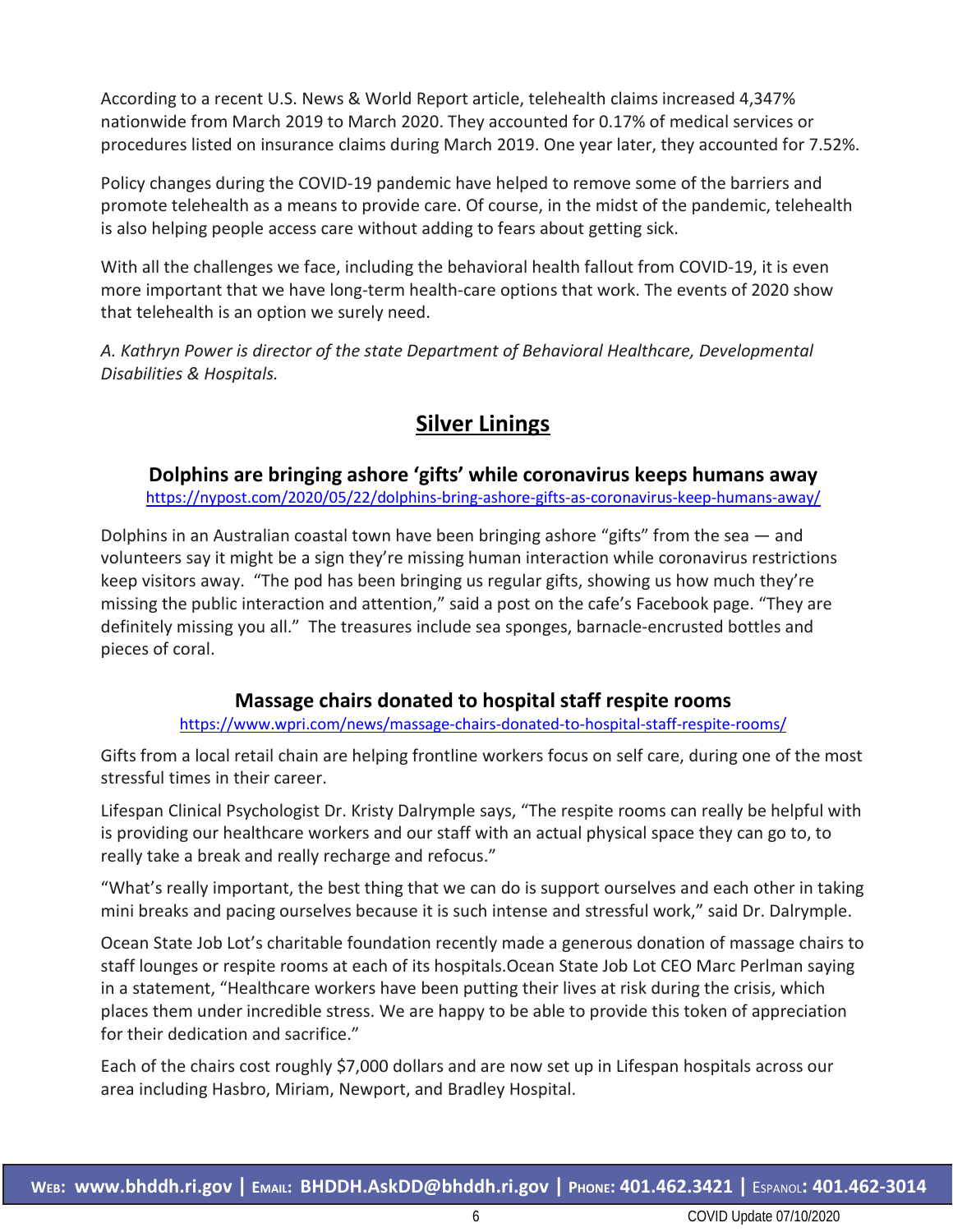According to a recent U.S. News & World Report article, telehealth claims increased 4,347% nationwide from March 2019 to March 2020. They accounted for 0.17% of medical services or procedures listed on insurance claims during March 2019. One year later, they accounted for 7.52%.

Policy changes during the COVID-19 pandemic have helped to remove some of the barriers and promote telehealth as a means to provide care. Of course, in the midst of the pandemic, telehealth is also helping people access care without adding to fears about getting sick.

With all the challenges we face, including the behavioral health fallout from COVID-19, it is even more important that we have long-term health-care options that work. The events of 2020 show that telehealth is an option we surely need.

*A. Kathryn Power is director of the state Department of Behavioral Healthcare, Developmental Disabilities & Hospitals.*

## Silver Linings

### Dolphins are bringing ashore 'gifts' while coronavirus keeps humans away

https://nypost.com/2020/05/22/dolphins-bring-ashore-gifts-as-coronavirus-keep-humans-away/

Dolphins in an Australian coastal town have been bringing ashore "gifts" from the sea — and volunteers say it might be a sign they're missing human interaction while coronavirus restrictions keep visitors away. "The pod has been bringing us regular gifts, showing us how much they're missing the public interaction and attention," said a post on the cafe's Facebook page. "They are definitely missing you all." The treasures include sea sponges, barnacle-encrusted bottles and pieces of coral.

### Massage chairs donated to hospital staff respite rooms

https://www.wpri.com/news/massage-chairs-donated-to-hospital-staff-respite-rooms/

Gifts from a local retail chain are helping frontline workers focus on self care, during one of the most stressful times in their career.

Lifespan Clinical Psychologist Dr. Kristy Dalrymple says, "The respite rooms can really be helpful with is providing our healthcare workers and our staff with an actual physical space they can go to, to really take a break and really recharge and refocus."

"What's really important, the best thing that we can do is support ourselves and each other in taking mini breaks and pacing ourselves because it is such intense and stressful work," said Dr. Dalrymple.

Ocean State Job Lot's charitable foundation recently made a generous donation of massage chairs to staff lounges or respite rooms at each of its hospitals.Ocean State Job Lot CEO Marc Perlman saying in a statement, "Healthcare workers have been putting their lives at risk during the crisis, which places them under incredible stress. We are happy to be able to provide this token of appreciation for their dedication and sacrifice."

Each of the chairs cost roughly $7,000 dollars and are now set up in Lifespan hospitals across our area including Hasbro, Miriam, Newport, and Bradley Hospital.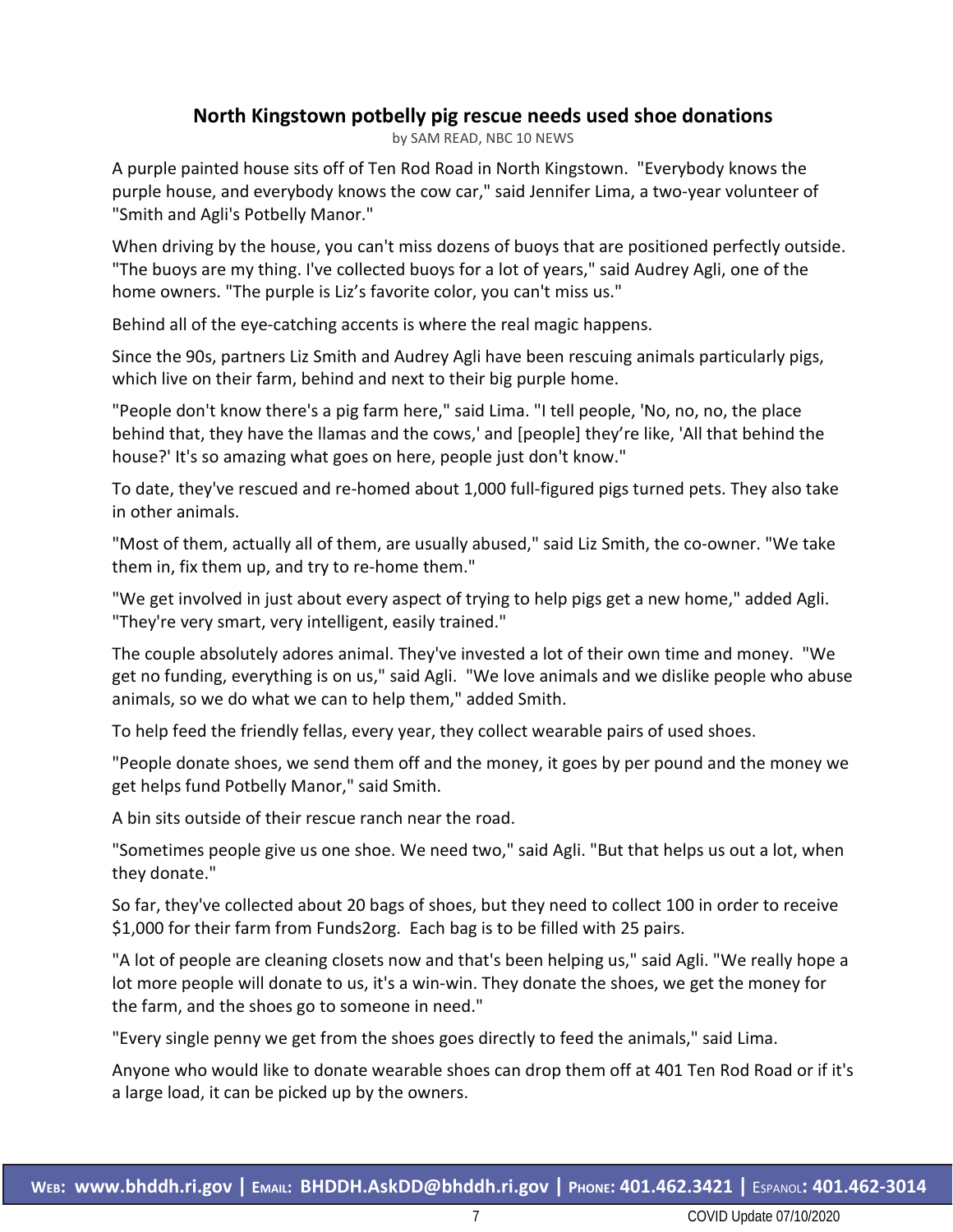## North Kingstown potbelly pig rescue needs used shoe donations

by SAM READ, NBC 10 NEWS

A purple painted house sits off of Ten Rod Road in North Kingstown. "Everybody knows the purple house, and everybody knows the cow car," said Jennifer Lima, a two-year volunteer of "Smith and Agli's Potbelly Manor."

When driving by the house, you can't miss dozens of buoys that are positioned perfectly outside. "The buoys are my thing. I've collected buoys for a lot of years," said Audrey Agli, one of the home owners. "The purple is Liz's favorite color, you can't miss us."

Behind all of the eye-catching accents is where the real magic happens.

Since the 90s, partners Liz Smith and Audrey Agli have been rescuing animals particularly pigs, which live on their farm, behind and next to their big purple home.

"People don't know there's a pig farm here," said Lima. "I tell people, 'No, no, no, the place behind that, they have the llamas and the cows,' and [people] they're like, 'All that behind the house?' It's so amazing what goes on here, people just don't know."

To date, they've rescued and re-homed about 1,000 full-figured pigs turned pets. They also take in other animals.

"Most of them, actually all of them, are usually abused," said Liz Smith, the co-owner. "We take them in, fix them up, and try to re-home them."

"We get involved in just about every aspect of trying to help pigs get a new home," added Agli. "They're very smart, very intelligent, easily trained."

The couple absolutely adores animal. They've invested a lot of their own time and money. "We get no funding, everything is on us," said Agli. "We love animals and we dislike people who abuse animals, so we do what we can to help them," added Smith.

To help feed the friendly fellas, every year, they collect wearable pairs of used shoes.

"People donate shoes, we send them off and the money, it goes by per pound and the money we get helps fund Potbelly Manor," said Smith.

A bin sits outside of their rescue ranch near the road.

"Sometimes people give us one shoe. We need two," said Agli. "But that helps us out a lot, when they donate."

So far, they've collected about 20 bags of shoes, but they need to collect 100 in order to receive $1,000 for their farm from Funds2org. Each bag is to be filled with 25 pairs.

"A lot of people are cleaning closets now and that's been helping us," said Agli. "We really hope a lot more people will donate to us, it's a win-win. They donate the shoes, we get the money for the farm, and the shoes go to someone in need."

"Every single penny we get from the shoes goes directly to feed the animals," said Lima.

Anyone who would like to donate wearable shoes can drop them off at 401 Ten Rod Road or if it's a large load, it can be picked up by the owners.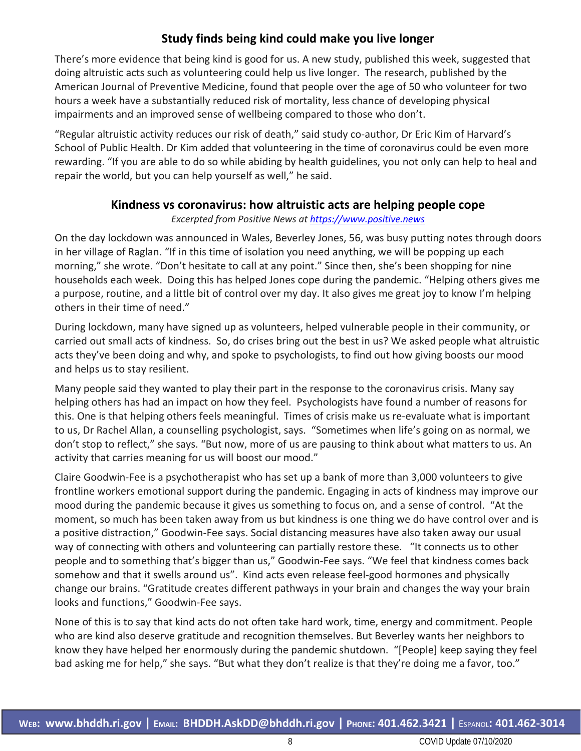## Study finds being kind could make you live longer

There's more evidence that being kind is good for us. A new study, published this week, suggested that doing altruistic acts such as volunteering could help us live longer. The research, published by the American Journal of Preventive Medicine, found that people over the age of 50 who volunteer for two hours a week have a substantially reduced risk of mortality, less chance of developing physical impairments and an improved sense of wellbeing compared to those who don't.

"Regular altruistic activity reduces our risk of death," said study co-author, Dr Eric Kim of Harvard's School of Public Health. Dr Kim added that volunteering in the time of coronavirus could be even more rewarding. "If you are able to do so while abiding by health guidelines, you not only can help to heal and repair the world, but you can help yourself as well," he said.

## Kindness vs coronavirus: how altruistic acts are helping people cope

*Excerpted from Positive News at [https://www.positive.news](https://www.positive.news)*

On the day lockdown was announced in Wales, Beverley Jones, 56, was busy putting notes through doors in her village of Raglan. "If in this time of isolation you need anything, we will be popping up each morning," she wrote. "Don't hesitate to call at any point." Since then, she's been shopping for nine households each week. Doing this has helped Jones cope during the pandemic. "Helping others gives me a purpose, routine, and a little bit of control over my day. It also gives me great joy to know I'm helping others in their time of need."

During lockdown, many have signed up as volunteers, helped vulnerable people in their community, or carried out small acts of kindness. So, do crises bring out the best in us? We asked people what altruistic acts they've been doing and why, and spoke to psychologists, to find out how giving boosts our mood and helps us to stay resilient.

Many people said they wanted to play their part in the response to the coronavirus crisis. Many say helping others has had an impact on how they feel. Psychologists have found a number of reasons for this. One is that helping others feels meaningful. Times of crisis make us re-evaluate what is important to us, Dr Rachel Allan, a counselling psychologist, says. "Sometimes when life's going on as normal, we don't stop to reflect," she says. "But now, more of us are pausing to think about what matters to us. An activity that carries meaning for us will boost our mood."

Claire Goodwin-Fee is a psychotherapist who has set up a bank of more than 3,000 volunteers to give frontline workers emotional support during the pandemic. Engaging in acts of kindness may improve our mood during the pandemic because it gives us something to focus on, and a sense of control. "At the moment, so much has been taken away from us but kindness is one thing we do have control over and is a positive distraction," Goodwin-Fee says. Social distancing measures have also taken away our usual way of connecting with others and volunteering can partially restore these. "It connects us to other people and to something that's bigger than us," Goodwin-Fee says. "We feel that kindness comes back somehow and that it swells around us". Kind acts even release feel-good hormones and physically change our brains. "Gratitude creates different pathways in your brain and changes the way your brain looks and functions," Goodwin-Fee says.

None of this is to say that kind acts do not often take hard work, time, energy and commitment. People who are kind also deserve gratitude and recognition themselves. But Beverley wants her neighbors to know they have helped her enormously during the pandemic shutdown. "[People] keep saying they feel bad asking me for help," she says. "But what they don't realize is that they're doing me a favor, too."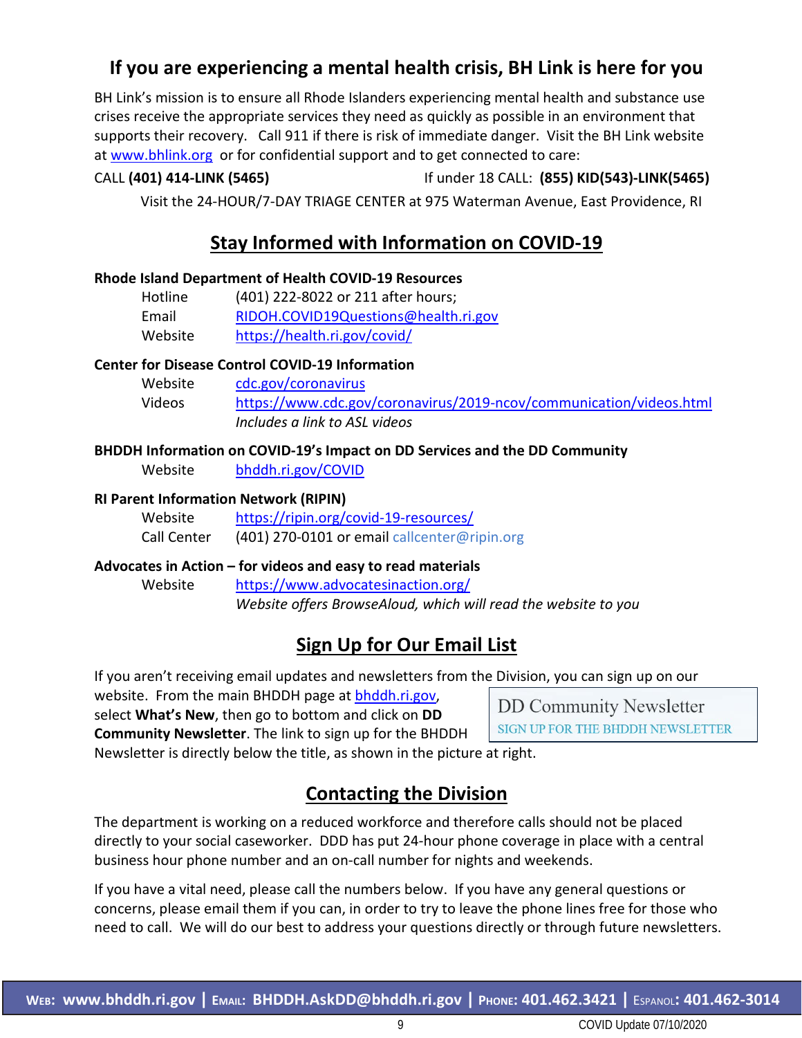## If you are experiencing a mental health crisis, BH Link is here for you

BH Link's mission is to ensure all Rhode Islanders experiencing mental health and substance use crises receive the appropriate services they need as quickly as possible in an environment that supports their recovery. Call 911 if there is risk of immediate danger. Visit the BH Link website at www.bhlink.org or for confidential support and to get connected to care:

CALL **(401) 414-LINK (5465)** If under 18 CALL: **(855) KID(543)-LINK(5465)**

Visit the 24-HOUR/7-DAY TRIAGE CENTER at 975 Waterman Avenue, East Providence, RI

## Stay Informed with Information on COVID-19

**Rhode Island Department of Health COVID-19 Resources**

- Hotline: (401) 222-8022 or 211 after hours;
- Email: RIDOH.COVID19Questions@health.ri.gov
- Website: https://health.ri.gov/covid/

**Center for Disease Control COVID-19 Information**

- Website: cdc.gov/coronavirus
- Videos: https://www.cdc.gov/coronavirus/2019-ncov/communication/videos.html
  *Includes a link to ASL videos*

**BHDDH Information on COVID-19's Impact on DD Services and the DD Community**

- Website: bhddh.ri.gov/COVID

**RI Parent Information Network (RIPIN)**

- Website: https://ripin.org/covid-19-resources/
- Call Center: (401) 270-0101 or email callcenter@ripin.org

**Advocates in Action – for videos and easy to read materials**

- Website: https://www.advocatesinaction.org/
  *Website offers BrowseAloud, which will read the website to you*

## Sign Up for Our Email List

If you aren't receiving email updates and newsletters from the Division, you can sign up on our website. From the main BHDDH page at bhddh.ri.gov, select **What's New**, then go to bottom and click on **DD Community Newsletter**. The link to sign up for the BHDDH Newsletter is directly below the title, as shown in the picture at right.

DD Community Newsletter
SIGN UP FOR THE BHDDH NEWSLETTER

## Contacting the Division

The department is working on a reduced workforce and therefore calls should not be placed directly to your social caseworker. DDD has put 24-hour phone coverage in place with a central business hour phone number and an on-call number for nights and weekends.

If you have a vital need, please call the numbers below. If you have any general questions or concerns, please email them if you can, in order to try to leave the phone lines free for those who need to call. We will do our best to address your questions directly or through future newsletters.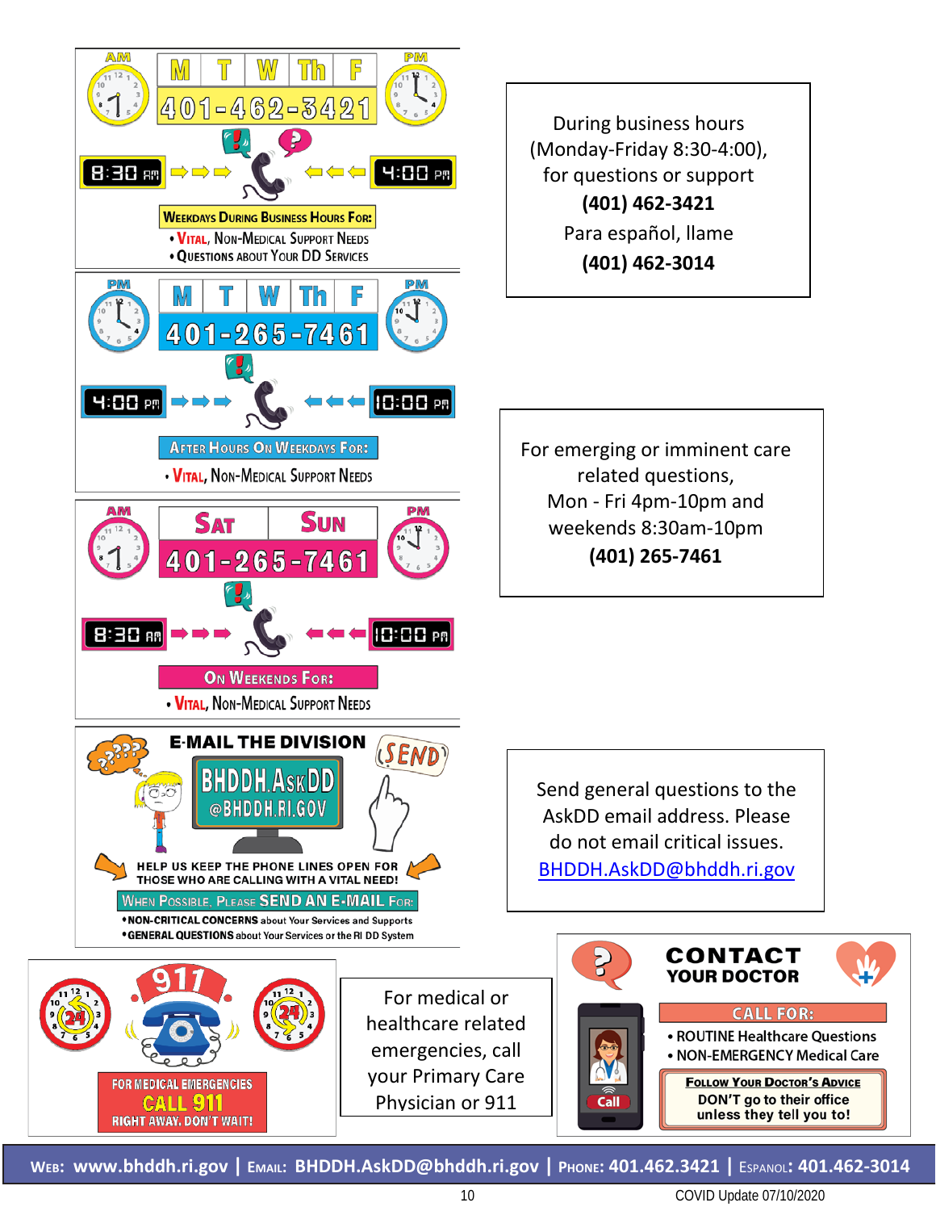AM M T W Th F PM

401-462-3421

8:30 AM → → → ← ← ← 4:00 PM

**Weekdays During Business Hours For:**

- Vital, Non-Medical Support Needs
- Questions About Your DD Services

During business hours (Monday-Friday 8:30-4:00), for questions or support

**(401) 462-3421**

Para español, llame

**(401) 462-3014**

PM M T W Th F PM

401-265-7461

4:00 PM → → → ← ← ← 10:00 PM

**After Hours On Weekdays For:**

- Vital, Non-Medical Support Needs

For emerging or imminent care related questions, Mon - Fri 4pm-10pm and weekends 8:30am-10pm

**(401) 265-7461**

AM Sat Sun PM

401-265-7461

8:30 AM → → → ← ← ← 10:00 PM

**On Weekends For:**

- Vital, Non-Medical Support Needs

**E-MAIL THE DIVISION**

BHDDH.AskDD@BHDDH.RI.GOV

SEND

HELP US KEEP THE PHONE LINES OPEN FOR THOSE WHO ARE CALLING WITH A VITAL NEED!

**When Possible, Please SEND AN E-MAIL For:**

- **NON-CRITICAL CONCERNS** about Your Services and Supports
- **GENERAL QUESTIONS** about Your Services or the RI DD System

Send general questions to the AskDD email address. Please do not email critical issues. [BHDDH.AskDD@bhddh.ri.gov](mailto:BHDDH.AskDD@bhddh.ri.gov)

911

24 24

**FOR MEDICAL EMERGENCIES CALL 911 RIGHT AWAY. DON'T WAIT!**

For medical or healthcare related emergencies, call your Primary Care Physician or 911

**CONTACT YOUR DOCTOR**

**CALL FOR:**

- ROUTINE Healthcare Questions
- NON-EMERGENCY Medical Care

**Follow Your Doctor's Advice**

DON'T go to their office unless they tell you to!

Call

**Web: www.bhddh.ri.gov | Email: BHDDH.AskDD@bhddh.ri.gov | Phone: 401.462.3421 | Espanol: 401.462-3014**

COVID Update 07/10/2020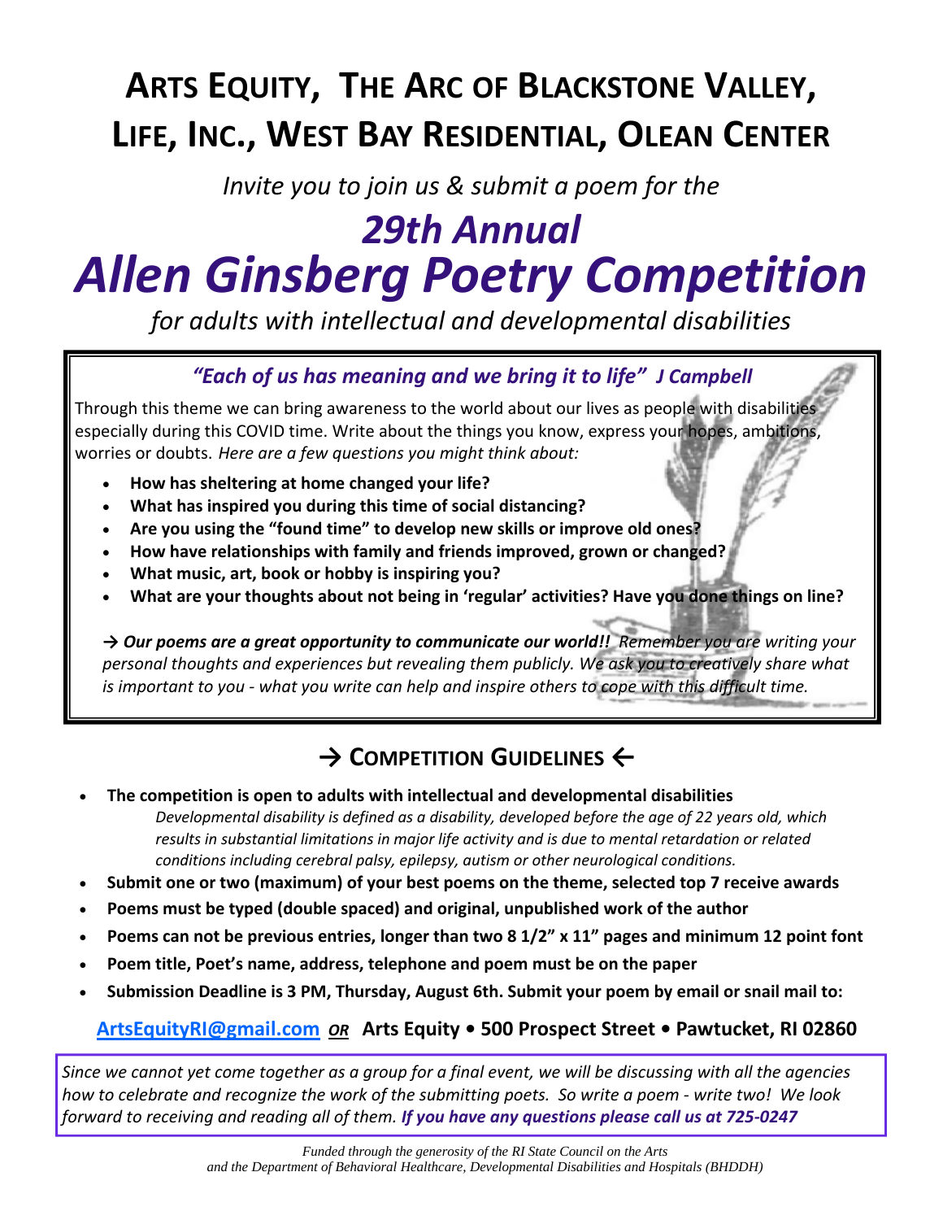# ARTS EQUITY, THE ARC OF BLACKSTONE VALLEY, LIFE, INC., WEST BAY RESIDENTIAL, OLEAN CENTER

*Invite you to join us & submit a poem for the*

# *29th Annual*
# *Allen Ginsberg Poetry Competition*

*for adults with intellectual and developmental disabilities*

***"Each of us has meaning and we bring it to life" J Campbell***

Through this theme we can bring awareness to the world about our lives as people with disabilities especially during this COVID time. Write about the things you know, express your hopes, ambitions, worries or doubts. *Here are a few questions you might think about:*

- **How has sheltering at home changed your life?**
- **What has inspired you during this time of social distancing?**
- **Are you using the "found time" to develop new skills or improve old ones?**
- **How have relationships with family and friends improved, grown or changed?**
- **What music, art, book or hobby is inspiring you?**
- **What are your thoughts about not being in 'regular' activities? Have you done things on line?**

→ ***Our poems are a great opportunity to communicate our world!!*** *Remember you are writing your personal thoughts and experiences but revealing them publicly. We ask you to creatively share what is important to you - what you write can help and inspire others to cope with this difficult time.*

## → COMPETITION GUIDELINES ←

- **The competition is open to adults with intellectual and developmental disabilities**
  *Developmental disability is defined as a disability, developed before the age of 22 years old, which results in substantial limitations in major life activity and is due to mental retardation or related conditions including cerebral palsy, epilepsy, autism or other neurological conditions.*
- **Submit one or two (maximum) of your best poems on the theme, selected top 7 receive awards**
- **Poems must be typed (double spaced) and original, unpublished work of the author**
- **Poems can not be previous entries, longer than two 8 1/2" x 11" pages and minimum 12 point font**
- **Poem title, Poet's name, address, telephone and poem must be on the paper**
- **Submission Deadline is 3 PM, Thursday, August 6th. Submit your poem by email or snail mail to:**

**ArtsEquityRI@gmail.com** ***OR*** **Arts Equity • 500 Prospect Street • Pawtucket, RI 02860**

*Since we cannot yet come together as a group for a final event, we will be discussing with all the agencies how to celebrate and recognize the work of the submitting poets. So write a poem - write two! We look forward to receiving and reading all of them.* ***If you have any questions please call us at 725-0247***

*Funded through the generosity of the RI State Council on the Arts and the Department of Behavioral Healthcare, Developmental Disabilities and Hospitals (BHDDH)*